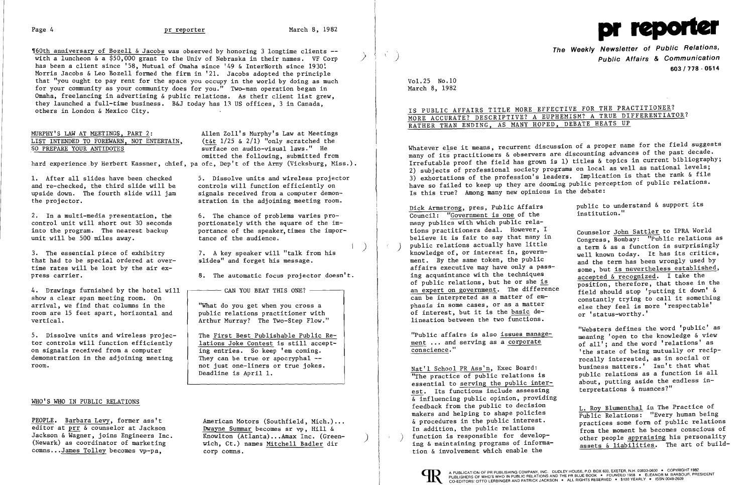¶60th anniversary of Bozell & Jacobs was observed by honoring 3 longtime clients -- with a luncheon & a $50,000 grant to the Univ of Nebraska in their names. VF Corp has been a client since '58, Mutual of Omaha since '49 & InterNorth since 1930! Morris Jacobs & Leo Bozell formed the firm in '21. Jacobs adopted the principle that "you ought to pay rent for the space you occupy in the world by doing as much for your community as your community does for you." Two-man operation began in Omaha, freelancing in advertising & public relations. As their client list grew, they launched a full-time business. B&J today has 13 US offices, 3 in Canada, others in London & Mexico City.

MURPHY'S LAW AT MEETINGS, PART 2: LIST INTENDED TO FOREWARN, NOT ENTERTAIN, SO PREPARE YOUR ANTIDOTES

Allen Zoll's Murphy's Law at Meetings (t&t 1/25 & 2/1) "only scratched the surface on audio-visual laws." He omitted the following, submitted from hard experience by Herbert Kassner, chief, pa ofc, Dep't of the Army (Vicksburg, Miss.).

1. After all slides have been checked and re-checked, the third slide will be upside down. The fourth slide will jam the projector.

2. In a multi-media presentation, the control unit will short out 30 seconds into the program. The nearest backup unit will be 500 miles away.

3. The essential piece of exhibitry that had to be special ordered at overtime rates will be lost by the air express carrier.

4. Drawings furnished by the hotel will show a clear span meeting room. On arrival, we find that columns in the room are 15 feet apart, horizontal and vertical.

5. Dissolve units and wireless projector controls will function efficiently on signals received from a computer demonstration in the adjoining meeting room.

6. The chance of problems varies proportionately with the square of the importance of the speaker, times the importance of the audience.

7. A key speaker will "talk from his slides" and forget his message.

8. The automatic focus projector doesn't.

**CAN YOU BEAT THIS ONE?**

"What do you get when you cross a public relations practitioner with Arthur Murray? The Two-Step Flow."

The First Best Publishable Public Relations Joke Contest is still accepting entries. So keep 'em coming. They can be true or apocryphal -- not just one-liners or true jokes. Deadline is April 1.

## WHO'S WHO IN PUBLIC RELATIONS

PEOPLE. Barbara Levy, former ass't editor at prr & counselor at Jackson Jackson & Wagner, joins Engineers Inc. (Newark) as coordinator of marketing comns...James Tolley becomes vp-pa, American Motors (Southfield, Mich.)... Dwayne Summar becomes sr vp, Hill & Knowlton (Atlanta)...Amax Inc. (Greenwich, Ct.) names Mitchell Badler dir corp comns.

# pr reporter

**The Weekly Newsletter of Public Relations, Public Affairs & Communication**

603/778-0514

Vol.25 No.10
March 8, 1982

## IS PUBLIC AFFAIRS TITLE MORE EFFECTIVE FOR THE PRACTITIONER? MORE ACCURATE? DESCRIPTIVE? A EUPHEMISM? A TRUE DIFFERENTIATOR? RATHER THAN ENDING, AS MANY HOPED, DEBATE HEATS UP

Whatever else it means, recurrent discussion of a proper name for the field suggests many of its practitioners & observers are discounting advances of the past decade. Irrefutable proof the field has grown is 1) titles & topics in current bibliography; 2) subjects of professional society programs on local as well as national levels; 3) exhortations of the profession's leaders. Implication is that the rank & file have so failed to keep up they are dooming public perception of public relations. Is this true? Among many new opinions in the debate:

Dick Armstrong, pres, Public Affairs Council: "Government is one of the many publics with which public relations practitioners deal. However, I believe it is fair to say that many in public relations actually have little knowledge of, or interest in, government. By the same token, the public affairs executive may have only a passing acquaintance with the techniques of public relations, but he or she is an expert on government. The difference can be interpreted as a matter of emphasis in some cases, or as a matter of interest, but it is the basic delineation between the two functions.

"Public affairs is also issues management ... and serving as a corporate conscience."

Nat'l School PR Ass'n, Exec Board: "The practice of public relations is essential to serving the public interest. Its functions include assessing & influencing public opinion, providing feedback from the public to decision makers and helping to shape policies & procedures in the public interest. In addition, the public relations function is responsible for developing & maintaining programs of information & involvement which enable the public to understand & support its institution."

Counselor John Sattler to IPRA World Congress, Bombay: "Public relations as a term & as a function is surprisingly well known today. It has its critics, and the term has been wrongly used by some, but is nevertheless established, accepted & recognized. I take the position, therefore, that those in the field should stop 'putting it down' & constantly trying to call it something else they feel is more 'respectable' or 'status-worthy.'

"Websters defines the word 'public' as meaning 'open to the knowledge & view of all'; and the word 'relations' as 'the state of being mutually or reciprocally interested, as in social or business matters.' Isn't that what public relations as a function is all about, putting aside the endless interpretations & nuances?"

L. Roy Blumenthal in The Practice of Public Relations: "Every human being practices some form of public relations from the moment he becomes conscious of other people appraising his personality assets & liabilities. The art of build-

A PUBLICATION OF PR PUBLISHING COMPANY, INC. DUDLEY HOUSE, P.O. BOX 600, EXETER, N.H. 03833-0600 • COPYRIGHT 1982 PUBLISHERS OF WHO'S WHO IN PUBLIC RELATIONS AND THE PR BLUE BOOK • FOUNDED 1958 • ELEANOR M. BARBOUR, PRESIDENT CO-EDITORS: OTTO LERBINGER AND PATRICK JACKSON • ALL RIGHTS RESERVED • $100 YEARLY • ISSN 0048-2609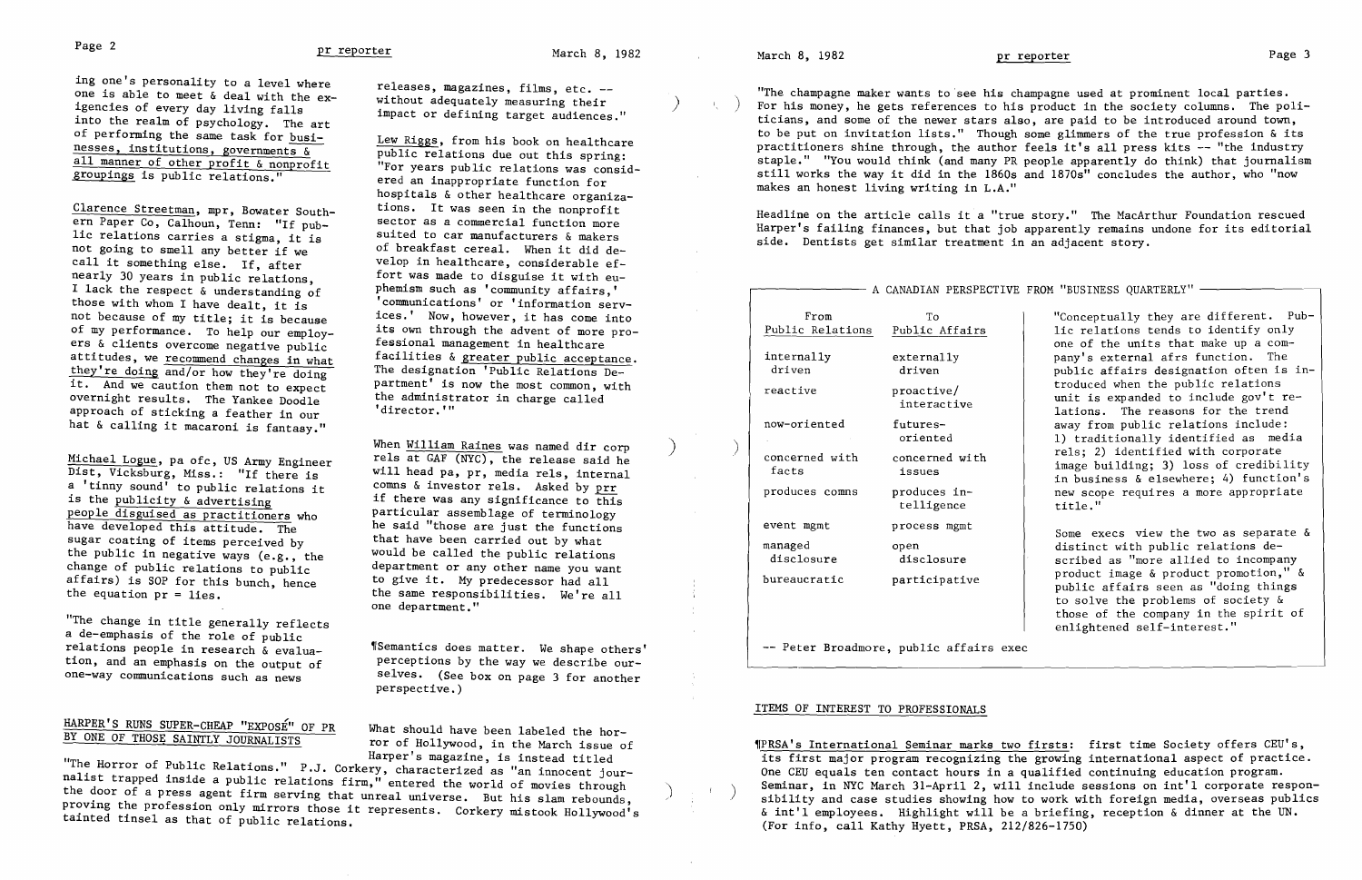ing one's personality to a level where one is able to meet & deal with the exigencies of every day living falls into the realm of psychology. The art of performing the same task for businesses, institutions, governments & all manner of other profit & nonprofit groupings is public relations."

Clarence Streetman, mpr, Bowater Southern Paper Co, Calhoun, Tenn: "If public relations carries a stigma, it is not going to smell any better if we call it something else. If, after nearly 30 years in public relations, I lack the respect & understanding of those with whom I have dealt, it is not because of my title; it is because of my performance. To help our employers & clients overcome negative public attitudes, we recommend changes in what they're doing and/or how they're doing it. And we caution them not to expect overnight results. The Yankee Doodle approach of sticking a feather in our hat & calling it macaroni is fantasy."

Michael Logue, pa ofc, US Army Engineer Dist, Vicksburg, Miss.: "If there is a 'tinny sound' to public relations it is the publicity & advertising people disguised as practitioners who have developed this attitude. The sugar coating of items perceived by the public in negative ways (e.g., the change of public relations to public affairs) is SOP for this bunch, hence the equation pr = lies.

"The change in title generally reflects a de-emphasis of the role of public relations people in research & evaluation, and an emphasis on the output of one-way communications such as news releases, magazines, films, etc. -- without adequately measuring their impact or defining target audiences."

Lew Riggs, from his book on healthcare public relations due out this spring: "For years public relations was considered an inappropriate function for hospitals & other healthcare organizations. It was seen in the nonprofit sector as a commercial function more suited to car manufacturers & makers of breakfast cereal. When it did develop in healthcare, considerable effort was made to disguise it with euphemism such as 'community affairs,' 'communications' or 'information services.' Now, however, it has come into its own through the advent of more professional management in healthcare facilities & greater public acceptance. The designation 'Public Relations Department' is now the most common, with the administrator in charge called 'director.'"

When William Raines was named dir corp rels at GAF (NYC), the release said he will head pa, pr, media rels, internal comns & investor rels. Asked by prr if there was any significance to this particular assemblage of terminology he said "those are just the functions that have been carried out by what would be called the public relations department or any other name you want to give it. My predecessor had all the same responsibilities. We're all one department."

¶Semantics does matter. We shape others' perceptions by the way we describe ourselves. (See box on page 3 for another perspective.)

## HARPER'S RUNS SUPER-CHEAP "EXPOSÉ" OF PR BY ONE OF THOSE SAINTLY JOURNALISTS

What should have been labeled the horror of Hollywood, in the March issue of Harper's magazine, is instead titled "The Horror of Public Relations." P.J. Corkery, characterized as "an innocent journalist trapped inside a public relations firm," entered the world of movies through the door of a press agent firm serving that unreal universe. But his slam rebounds, proving the profession only mirrors those it represents. Corkery mistook Hollywood's tainted tinsel as that of public relations.

"The champagne maker wants to see his champagne used at prominent local parties. For his money, he gets references to his product in the society columns. The politicians, and some of the newer stars also, are paid to be introduced around town, to be put on invitation lists." Though some glimmers of the true profession & its practitioners shine through, the author feels it's all press kits -- "the industry staple." "You would think (and many PR people apparently do think) that journalism still works the way it did in the 1860s and 1870s" concludes the author, who "now makes an honest living writing in L.A."

Headline on the article calls it a "true story." The MacArthur Foundation rescued Harper's failing finances, but that job apparently remains undone for its editorial side. Dentists get similar treatment in an adjacent story.

### A CANADIAN PERSPECTIVE FROM "BUSINESS QUARTERLY"

| From Public Relations | To Public Affairs |
|---|---|
| internally driven | externally driven |
| reactive | proactive/ interactive |
| now-oriented | futures-oriented |
| concerned with facts | concerned with issues |
| produces comns | produces intelligence |
| event mgmt | process mgmt |
| managed disclosure | open disclosure |
| bureaucratic | participative |

"Conceptually they are different. Public relations tends to identify only one of the units that make up a company's external afrs function. The public affairs designation often is introduced when the public relations unit is expanded to include gov't relations. The reasons for the trend away from public relations include: 1) traditionally identified as media rels; 2) identified with corporate image building; 3) loss of credibility in business & elsewhere; 4) function's new scope requires a more appropriate title."

Some execs view the two as separate & distinct with public relations described as "more allied to incompany product image & product promotion," & public affairs seen as "doing things to solve the problems of society & those of the company in the spirit of enlightened self-interest."

-- Peter Broadmore, public affairs exec

## ITEMS OF INTEREST TO PROFESSIONALS

¶PRSA's International Seminar marks two firsts: first time Society offers CEU's, its first major program recognizing the growing international aspect of practice. One CEU equals ten contact hours in a qualified continuing education program. Seminar, in NYC March 31-April 2, will include sessions on int'l corporate responsibility and case studies showing how to work with foreign media, overseas publics & int'l employees. Highlight will be a briefing, reception & dinner at the UN. (For info, call Kathy Hyett, PRSA, 212/826-1750)